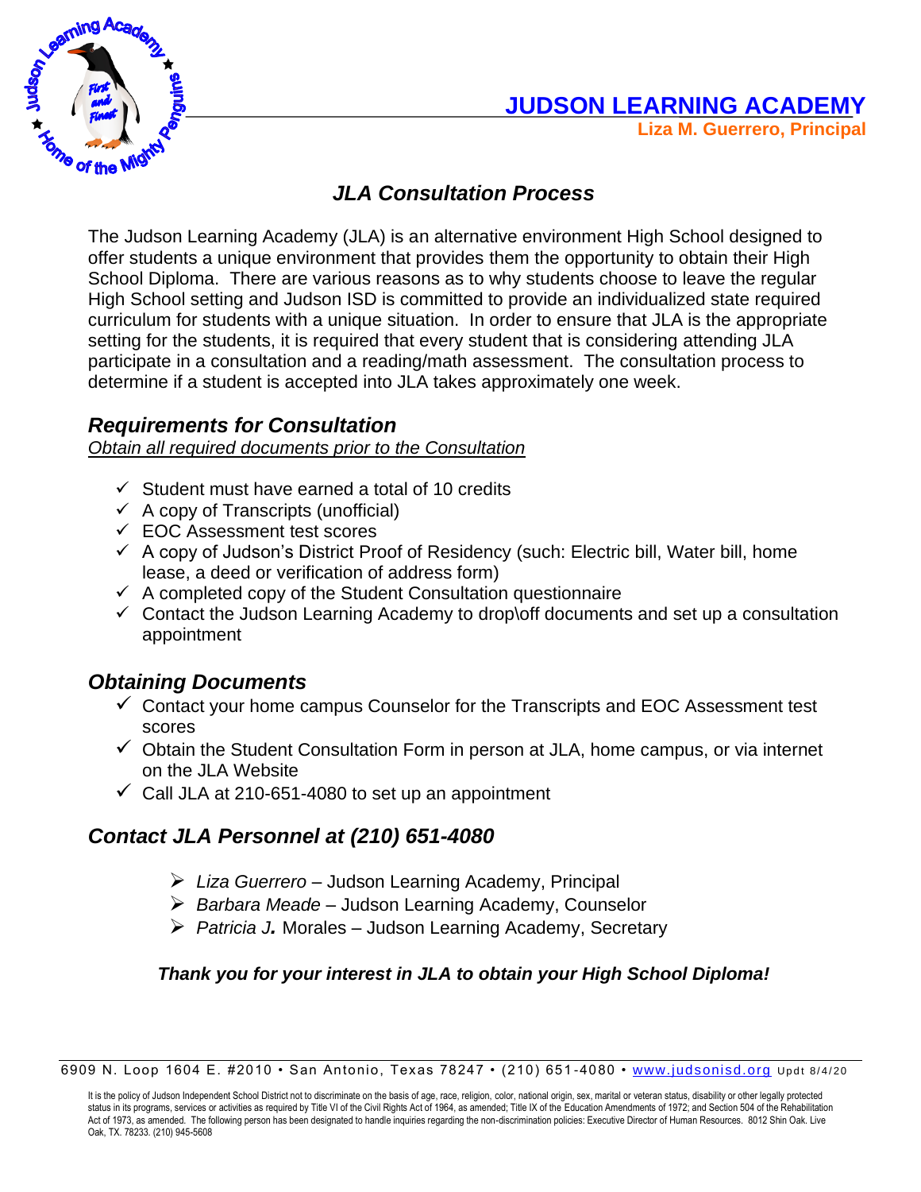# JUDSON LEARNING ACADEMY

**Liza M. Guerrero, Principal**

## *JLA Consultation Process*

The Judson Learning Academy (JLA) is an alternative environment High School designed to offer students a unique environment that provides them the opportunity to obtain their High School Diploma. There are various reasons as to why students choose to leave the regular High School setting and Judson ISD is committed to provide an individualized state required curriculum for students with a unique situation. In order to ensure that JLA is the appropriate setting for the students, it is required that every student that is considering attending JLA participate in a consultation and a reading/math assessment. The consultation process to determine if a student is accepted into JLA takes approximately one week.

## *Requirements for Consultation*

*Obtain all required documents prior to the Consultation*

- ✓ Student must have earned a total of 10 credits
- ✓ A copy of Transcripts (unofficial)
- ✓ EOC Assessment test scores
- ✓ A copy of Judson's District Proof of Residency (such: Electric bill, Water bill, home lease, a deed or verification of address form)
- ✓ A completed copy of the Student Consultation questionnaire
- ✓ Contact the Judson Learning Academy to drop\off documents and set up a consultation appointment

## *Obtaining Documents*

- ✓ Contact your home campus Counselor for the Transcripts and EOC Assessment test scores
- ✓ Obtain the Student Consultation Form in person at JLA, home campus, or via internet on the JLA Website
- ✓ Call JLA at 210-651-4080 to set up an appointment

## *Contact JLA Personnel at (210) 651-4080*

- ➢ *Liza Guerrero* – Judson Learning Academy, Principal
- ➢ *Barbara Meade* – Judson Learning Academy, Counselor
- ➢ *Patricia J.* Morales – Judson Learning Academy, Secretary

***Thank you for your interest in JLA to obtain your High School Diploma!***

6909 N. Loop 1604 E. #2010 • San Antonio, Texas 78247 • (210) 651-4080 • www.judsonisd.org Updt 8/4/20

It is the policy of Judson Independent School District not to discriminate on the basis of age, race, religion, color, national origin, sex, marital or veteran status, disability or other legally protected status in its programs, services or activities as required by Title VI of the Civil Rights Act of 1964, as amended; Title IX of the Education Amendments of 1972; and Section 504 of the Rehabilitation Act of 1973, as amended. The following person has been designated to handle inquiries regarding the non-discrimination policies: Executive Director of Human Resources. 8012 Shin Oak. Live Oak, TX. 78233. (210) 945-5608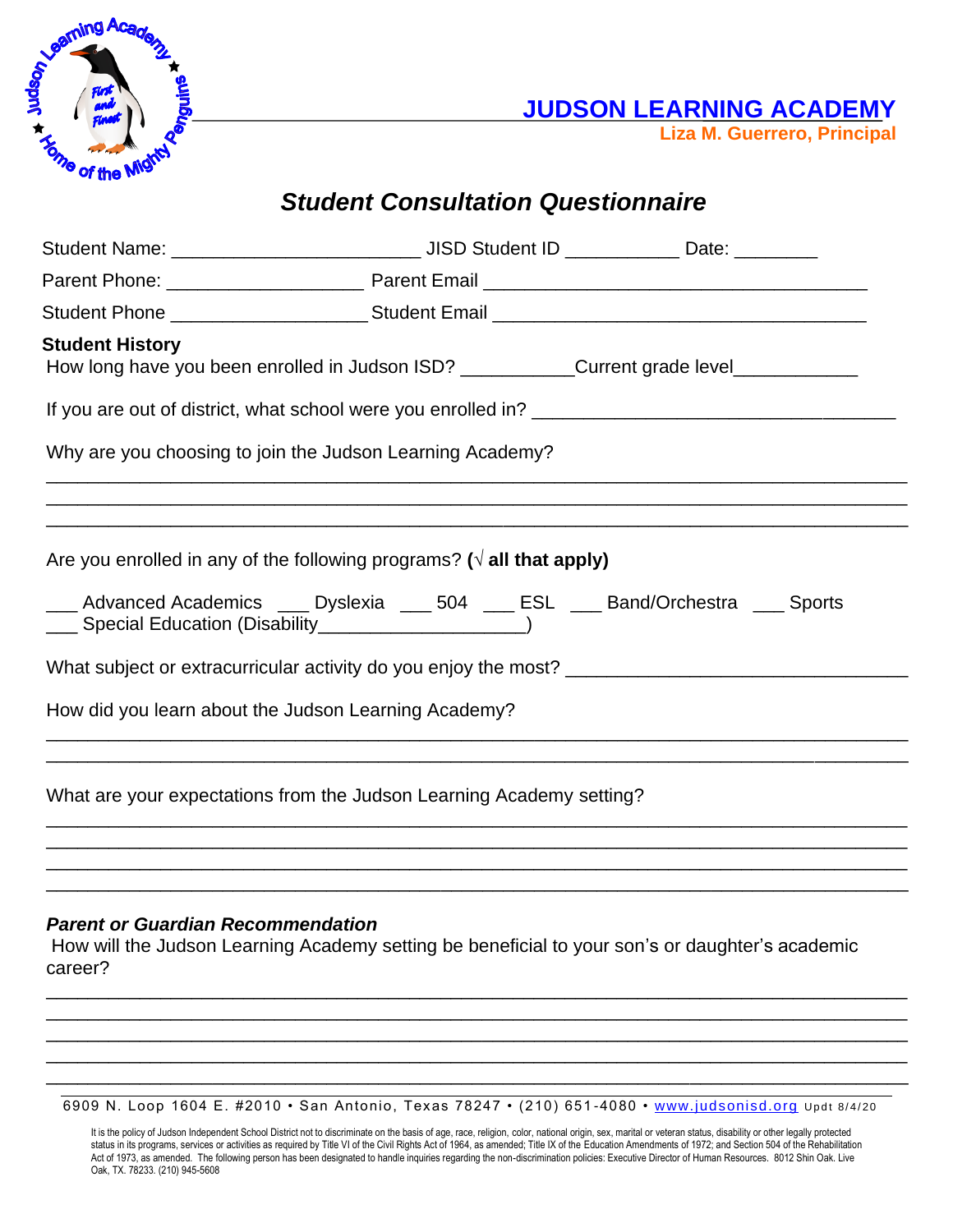# JUDSON LEARNING ACADEMY

**Liza M. Guerrero, Principal**

## *Student Consultation Questionnaire*

Student Name: ______________________ JISD Student ID __________ Date: _______

Parent Phone: _________________ Parent Email ___________________________________

Student Phone _________________ Student Email __________________________________

**Student History**

How long have you been enrolled in Judson ISD? __________Current grade level___________

If you are out of district, what school were you enrolled in? _________________________________

Why are you choosing to join the Judson Learning Academy?

______________________________________________________________________________
______________________________________________________________________________
______________________________________________________________________________

Are you enrolled in any of the following programs? **(√ all that apply)**

___ Advanced Academics ___ Dyslexia ___ 504 ___ ESL ___ Band/Orchestra ___ Sports
___ Special Education (Disability___________________)

What subject or extracurricular activity do you enjoy the most? ______________________________

How did you learn about the Judson Learning Academy?

______________________________________________________________________________
______________________________________________________________________________

What are your expectations from the Judson Learning Academy setting?

______________________________________________________________________________
______________________________________________________________________________
______________________________________________________________________________
______________________________________________________________________________

***Parent or Guardian Recommendation***

How will the Judson Learning Academy setting be beneficial to your son's or daughter's academic career?

______________________________________________________________________________
______________________________________________________________________________
______________________________________________________________________________
______________________________________________________________________________
______________________________________________________________________________

6909 N. Loop 1604 E. #2010 • San Antonio, Texas 78247 • (210) 651-4080 • www.judsonisd.org Updt 8/4/20

It is the policy of Judson Independent School District not to discriminate on the basis of age, race, religion, color, national origin, sex, marital or veteran status, disability or other legally protected status in its programs, services or activities as required by Title VI of the Civil Rights Act of 1964, as amended; Title IX of the Education Amendments of 1972; and Section 504 of the Rehabilitation Act of 1973, as amended. The following person has been designated to handle inquiries regarding the non-discrimination policies: Executive Director of Human Resources. 8012 Shin Oak. Live Oak, TX. 78233. (210) 945-5608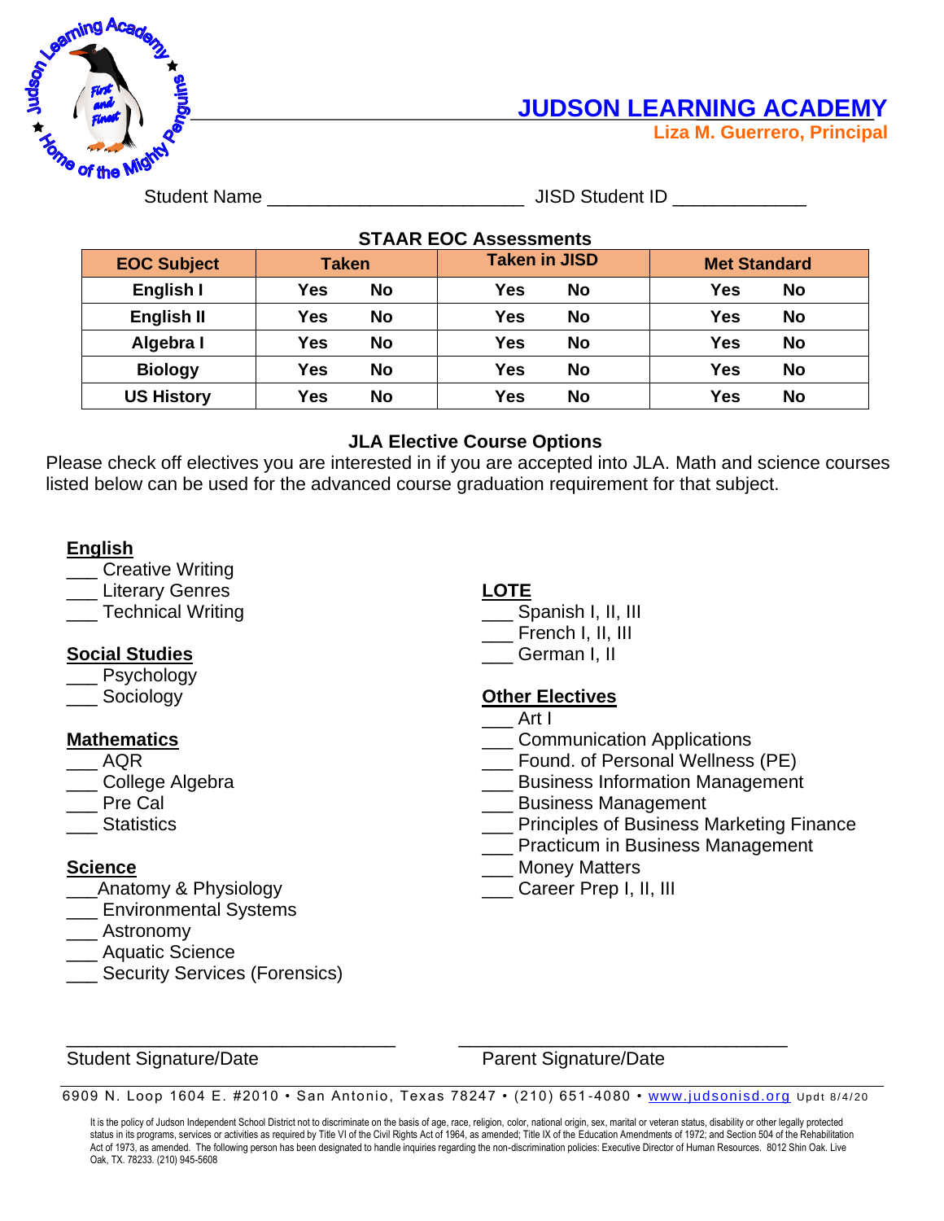# JUDSON LEARNING ACADEMY

**Liza M. Guerrero, Principal**

Student Name ________________________ JISD Student ID ____________

### STAAR EOC Assessments

| EOC Subject | Taken | | Taken in JISD | | Met Standard | |
|---|---|---|---|---|---|---|
| English I | Yes | No | Yes | No | Yes | No |
| English II | Yes | No | Yes | No | Yes | No |
| Algebra I | Yes | No | Yes | No | Yes | No |
| Biology | Yes | No | Yes | No | Yes | No |
| US History | Yes | No | Yes | No | Yes | No |

### JLA Elective Course Options

Please check off electives you are interested in if you are accepted into JLA. Math and science courses listed below can be used for the advanced course graduation requirement for that subject.

**English**

___ Creative Writing
___ Literary Genres
___ Technical Writing

**Social Studies**

___ Psychology
___ Sociology

**Mathematics**

___ AQR
___ College Algebra
___ Pre Cal
___ Statistics

**Science**

___Anatomy & Physiology
___ Environmental Systems
___ Astronomy
___ Aquatic Science
___ Security Services (Forensics)

**LOTE**

___ Spanish I, II, III
___ French I, II, III
___ German I, II

**Other Electives**

___ Art I
___ Communication Applications
___ Found. of Personal Wellness (PE)
___ Business Information Management
___ Business Management
___ Principles of Business Marketing Finance
___ Practicum in Business Management
___ Money Matters
___ Career Prep I, II, III

________________________________ Student Signature/Date

________________________________ Parent Signature/Date

6909 N. Loop 1604 E. #2010 • San Antonio, Texas 78247 • (210) 651-4080 • www.judsonisd.org Updt 8/4/20

It is the policy of Judson Independent School District not to discriminate on the basis of age, race, religion, color, national origin, sex, marital or veteran status, disability or other legally protected status in its programs, services or activities as required by Title VI of the Civil Rights Act of 1964, as amended; Title IX of the Education Amendments of 1972; and Section 504 of the Rehabilitation Act of 1973, as amended. The following person has been designated to handle inquiries regarding the non-discrimination policies: Executive Director of Human Resources. 8012 Shin Oak. Live Oak, TX. 78233. (210) 945-5608